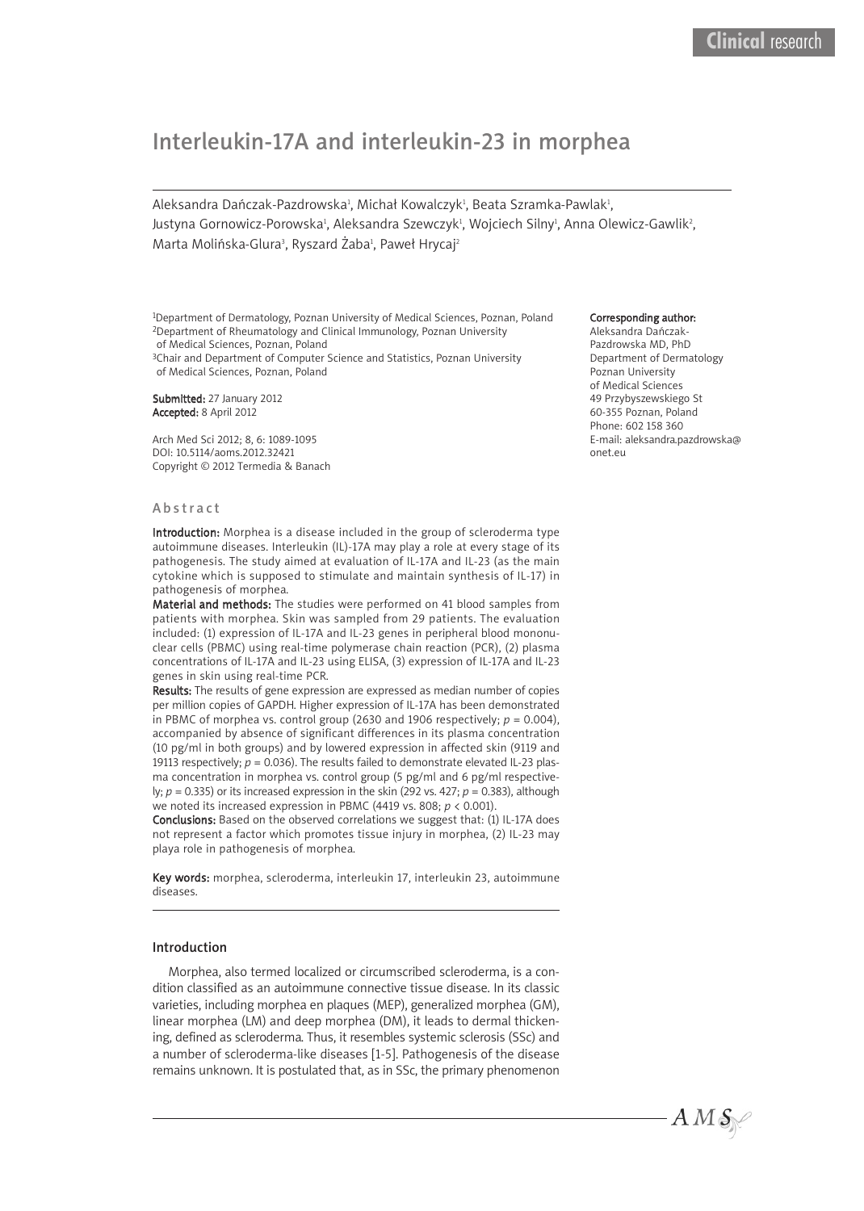Clinical research

# Interleukin-17A and interleukin-23 in morphea

Aleksandra Dańczak-Pazdrowska[1], Michał Kowalczyk[1], Beata Szramka-Pawlak[1], Justyna Gornowicz-Porowska[1], Aleksandra Szewczyk[1], Wojciech Silny[1], Anna Olewicz-Gawlik[2], Marta Molińska-Glura[3], Ryszard Żaba[1], Paweł Hrycaj[2]

[1]Department of Dermatology, Poznan University of Medical Sciences, Poznan, Poland
[2]Department of Rheumatology and Clinical Immunology, Poznan University of Medical Sciences, Poznan, Poland
[3]Chair and Department of Computer Science and Statistics, Poznan University of Medical Sciences, Poznan, Poland

**Submitted:** 27 January 2012
**Accepted:** 8 April 2012

Arch Med Sci 2012; 8, 6: 1089-1095
DOI: 10.5114/aoms.2012.32421
Copyright © 2012 Termedia & Banach

**Corresponding author:**
Aleksandra Dańczak-Pazdrowska MD, PhD
Department of Dermatology
Poznan University of Medical Sciences
49 Przybyszewskiego St
60-355 Poznan, Poland
Phone: 602 158 360
E-mail: aleksandra.pazdrowska@onet.eu

## Abstract

**Introduction:** Morphea is a disease included in the group of scleroderma type autoimmune diseases. Interleukin (IL)-17A may play a role at every stage of its pathogenesis. The study aimed at evaluation of IL-17A and IL-23 (as the main cytokine which is supposed to stimulate and maintain synthesis of IL-17) in pathogenesis of morphea.

**Material and methods:** The studies were performed on 41 blood samples from patients with morphea. Skin was sampled from 29 patients. The evaluation included: (1) expression of IL-17A and IL-23 genes in peripheral blood mononuclear cells (PBMC) using real-time polymerase chain reaction (PCR), (2) plasma concentrations of IL-17A and IL-23 using ELISA, (3) expression of IL-17A and IL-23 genes in skin using real-time PCR.

**Results:** The results of gene expression are expressed as median number of copies per million copies of GAPDH. Higher expression of IL-17A has been demonstrated in PBMC of morphea vs. control group (2630 and 1906 respectively; $p = 0.004$), accompanied by absence of significant differences in its plasma concentration (10 pg/ml in both groups) and by lowered expression in affected skin (9119 and 19113 respectively; $p = 0.036$). The results failed to demonstrate elevated IL-23 plasma concentration in morphea vs. control group (5 pg/ml and 6 pg/ml respectively; $p = 0.335$) or its increased expression in the skin (292 vs. 427; $p = 0.383$), although we noted its increased expression in PBMC (4419 vs. 808; $p < 0.001$).

**Conclusions:** Based on the observed correlations we suggest that: (1) IL-17A does not represent a factor which promotes tissue injury in morphea, (2) IL-23 may playa role in pathogenesis of morphea.

**Key words:** morphea, scleroderma, interleukin 17, interleukin 23, autoimmune diseases.

## Introduction

Morphea, also termed localized or circumscribed scleroderma, is a condition classified as an autoimmune connective tissue disease. In its classic varieties, including morphea en plaques (MEP), generalized morphea (GM), linear morphea (LM) and deep morphea (DM), it leads to dermal thickening, defined as scleroderma. Thus, it resembles systemic sclerosis (SSc) and a number of scleroderma-like diseases [1-5]. Pathogenesis of the disease remains unknown. It is postulated that, as in SSc, the primary phenomenon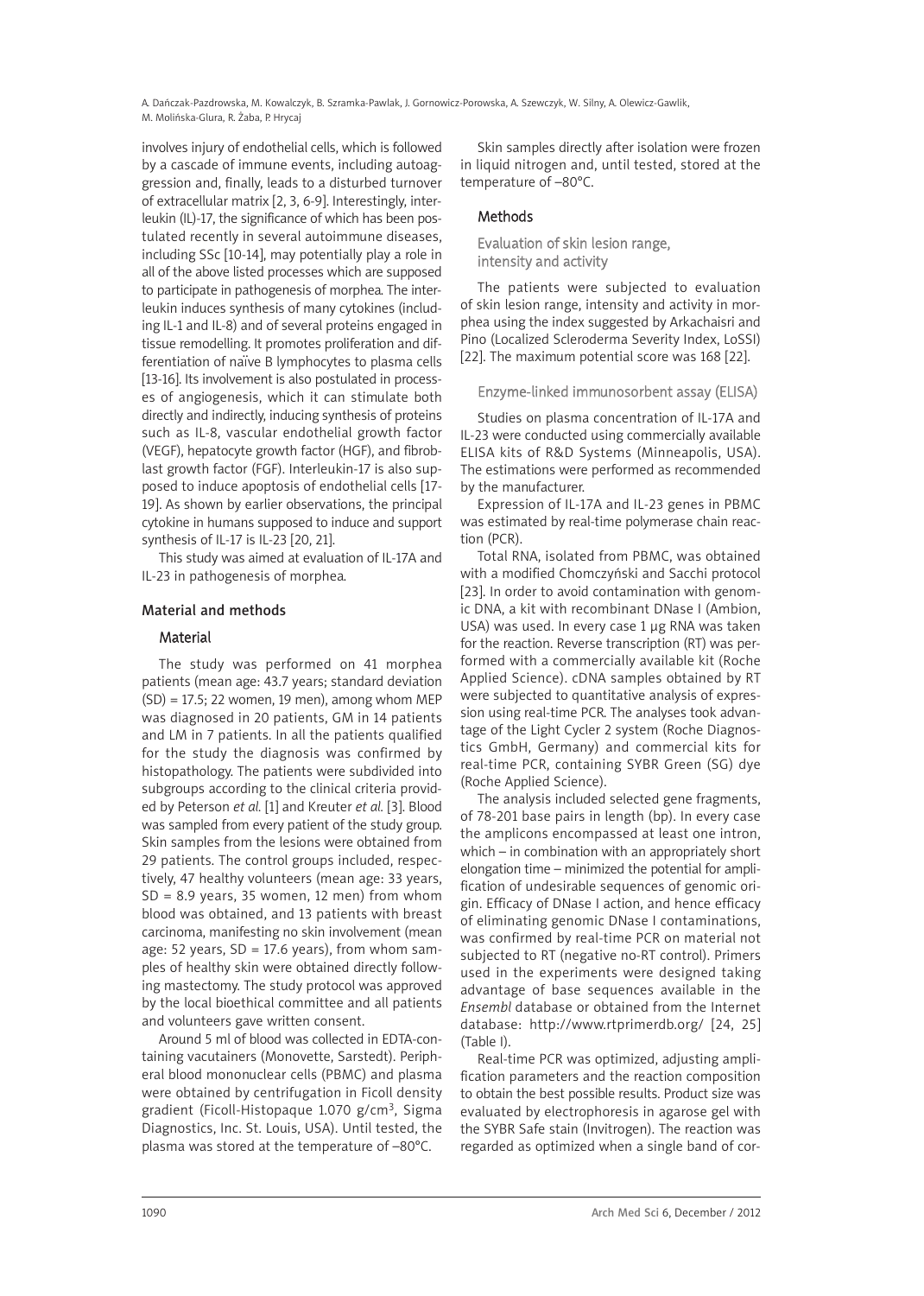involves injury of endothelial cells, which is followed by a cascade of immune events, including autoaggression and, finally, leads to a disturbed turnover of extracellular matrix [2, 3, 6-9]. Interestingly, interleukin (IL)-17, the significance of which has been postulated recently in several autoimmune diseases, including SSc [10-14], may potentially play a role in all of the above listed processes which are supposed to participate in pathogenesis of morphea. The interleukin induces synthesis of many cytokines (including IL-1 and IL-8) and of several proteins engaged in tissue remodelling. It promotes proliferation and differentiation of naïve B lymphocytes to plasma cells [13-16]. Its involvement is also postulated in processes of angiogenesis, which it can stimulate both directly and indirectly, inducing synthesis of proteins such as IL-8, vascular endothelial growth factor (VEGF), hepatocyte growth factor (HGF), and fibroblast growth factor (FGF). Interleukin-17 is also supposed to induce apoptosis of endothelial cells [17-19]. As shown by earlier observations, the principal cytokine in humans supposed to induce and support synthesis of IL-17 is IL-23 [20, 21].

This study was aimed at evaluation of IL-17A and IL-23 in pathogenesis of morphea.

## Material and methods

### Material

The study was performed on 41 morphea patients (mean age: 43.7 years; standard deviation (SD) = 17.5; 22 women, 19 men), among whom MEP was diagnosed in 20 patients, GM in 14 patients and LM in 7 patients. In all the patients qualified for the study the diagnosis was confirmed by histopathology. The patients were subdivided into subgroups according to the clinical criteria provided by Peterson *et al.* [1] and Kreuter *et al.* [3]. Blood was sampled from every patient of the study group. Skin samples from the lesions were obtained from 29 patients. The control groups included, respectively, 47 healthy volunteers (mean age: 33 years, SD = 8.9 years, 35 women, 12 men) from whom blood was obtained, and 13 patients with breast carcinoma, manifesting no skin involvement (mean age: 52 years, SD = 17.6 years), from whom samples of healthy skin were obtained directly following mastectomy. The study protocol was approved by the local bioethical committee and all patients and volunteers gave written consent.

Around 5 ml of blood was collected in EDTA-containing vacutainers (Monovette, Sarstedt). Peripheral blood mononuclear cells (PBMC) and plasma were obtained by centrifugation in Ficoll density gradient (Ficoll-Histopaque 1.070 g/cm$^3$, Sigma Diagnostics, Inc. St. Louis, USA). Until tested, the plasma was stored at the temperature of –80°C.

Skin samples directly after isolation were frozen in liquid nitrogen and, until tested, stored at the temperature of –80°C.

### Methods

#### Evaluation of skin lesion range, intensity and activity

The patients were subjected to evaluation of skin lesion range, intensity and activity in morphea using the index suggested by Arkachaisri and Pino (Localized Scleroderma Severity Index, LoSSI) [22]. The maximum potential score was 168 [22].

#### Enzyme-linked immunosorbent assay (ELISA)

Studies on plasma concentration of IL-17A and IL-23 were conducted using commercially available ELISA kits of R&D Systems (Minneapolis, USA). The estimations were performed as recommended by the manufacturer.

Expression of IL-17A and IL-23 genes in PBMC was estimated by real-time polymerase chain reaction (PCR).

Total RNA, isolated from PBMC, was obtained with a modified Chomczyński and Sacchi protocol [23]. In order to avoid contamination with genomic DNA, a kit with recombinant DNase I (Ambion, USA) was used. In every case 1 µg RNA was taken for the reaction. Reverse transcription (RT) was performed with a commercially available kit (Roche Applied Science). cDNA samples obtained by RT were subjected to quantitative analysis of expression using real-time PCR. The analyses took advantage of the Light Cycler 2 system (Roche Diagnostics GmbH, Germany) and commercial kits for real-time PCR, containing SYBR Green (SG) dye (Roche Applied Science).

The analysis included selected gene fragments, of 78-201 base pairs in length (bp). In every case the amplicons encompassed at least one intron, which – in combination with an appropriately short elongation time – minimized the potential for amplification of undesirable sequences of genomic origin. Efficacy of DNase I action, and hence efficacy of eliminating genomic DNase I contaminations, was confirmed by real-time PCR on material not subjected to RT (negative no-RT control). Primers used in the experiments were designed taking advantage of base sequences available in the *Ensembl* database or obtained from the Internet database: http://www.rtprimerdb.org/ [24, 25] (Table I).

Real-time PCR was optimized, adjusting amplification parameters and the reaction composition to obtain the best possible results. Product size was evaluated by electrophoresis in agarose gel with the SYBR Safe stain (Invitrogen). The reaction was regarded as optimized when a single band of cor-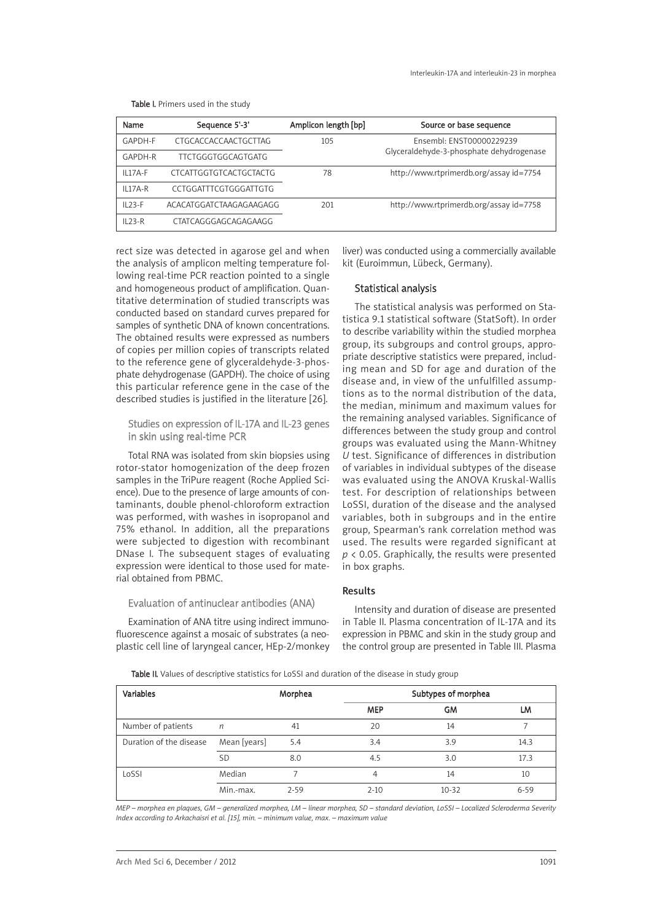Table I. Primers used in the study

| Name | Sequence 5'-3' | Amplicon length [bp] | Source or base sequence |
|---|---|---|---|
| GAPDH-F | CTGCACCACCAACTGCTTAG | 105 | Ensembl: ENST00000229239 Glyceraldehyde-3-phosphate dehydrogenase |
| GAPDH-R | TTCTGGGTGGCAGTGATG | | |
| IL17A-F | CTCATTGGTGTCACTGCTACTG | 78 | http://www.rtprimerdb.org/assay id=7754 |
| IL17A-R | CCTGGATTTCGTGGGATTGTG | | |
| IL23-F | ACACATGGATCTAAGAGAAGAGG | 201 | http://www.rtprimerdb.org/assay id=7758 |
| IL23-R | CTATCAGGGAGCAGAGAAGG | | |

rect size was detected in agarose gel and when the analysis of amplicon melting temperature following real-time PCR reaction pointed to a single and homogeneous product of amplification. Quantitative determination of studied transcripts was conducted based on standard curves prepared for samples of synthetic DNA of known concentrations. The obtained results were expressed as numbers of copies per million copies of transcripts related to the reference gene of glyceraldehyde-3-phosphate dehydrogenase (GAPDH). The choice of using this particular reference gene in the case of the described studies is justified in the literature [26].

### Studies on expression of IL-17A and IL-23 genes in skin using real-time PCR

Total RNA was isolated from skin biopsies using rotor-stator homogenization of the deep frozen samples in the TriPure reagent (Roche Applied Science). Due to the presence of large amounts of contaminants, double phenol-chloroform extraction was performed, with washes in isopropanol and 75% ethanol. In addition, all the preparations were subjected to digestion with recombinant DNase I. The subsequent stages of evaluating expression were identical to those used for material obtained from PBMC.

### Evaluation of antinuclear antibodies (ANA)

Examination of ANA titre using indirect immunofluorescence against a mosaic of substrates (a neoplastic cell line of laryngeal cancer, HEp-2/monkey liver) was conducted using a commercially available kit (Euroimmun, Lübeck, Germany).

### Statistical analysis

The statistical analysis was performed on Statistica 9.1 statistical software (StatSoft). In order to describe variability within the studied morphea group, its subgroups and control groups, appropriate descriptive statistics were prepared, including mean and SD for age and duration of the disease and, in view of the unfulfilled assumptions as to the normal distribution of the data, the median, minimum and maximum values for the remaining analysed variables. Significance of differences between the study group and control groups was evaluated using the Mann-Whitney *U* test. Significance of differences in distribution of variables in individual subtypes of the disease was evaluated using the ANOVA Kruskal-Wallis test. For description of relationships between LoSSI, duration of the disease and the analysed variables, both in subgroups and in the entire group, Spearman's rank correlation method was used. The results were regarded significant at $p < 0.05$. Graphically, the results were presented in box graphs.

## Results

Intensity and duration of disease are presented in Table II. Plasma concentration of IL-17A and its expression in PBMC and skin in the study group and the control group are presented in Table III. Plasma

Table II. Values of descriptive statistics for LoSSI and duration of the disease in study group

| Variables | | Morphea | Subtypes of morphea | | |
|---|---|---|---|---|---|
| | | | MEP | GM | LM |
| Number of patients | *n* | 41 | 20 | 14 | 7 |
| Duration of the disease | Mean [years] | 5.4 | 3.4 | 3.9 | 14.3 |
| | SD | 8.0 | 4.5 | 3.0 | 17.3 |
| LoSSI | Median | 7 | 4 | 14 | 10 |
| | Min.-max. | 2-59 | 2-10 | 10-32 | 6-59 |

*MEP – morphea en plaques, GM – generalized morphea, LM – linear morphea, SD – standard deviation, LoSSI – Localized Scleroderma Severity Index according to Arkachaisri et al. [15], min. – minimum value, max. – maximum value*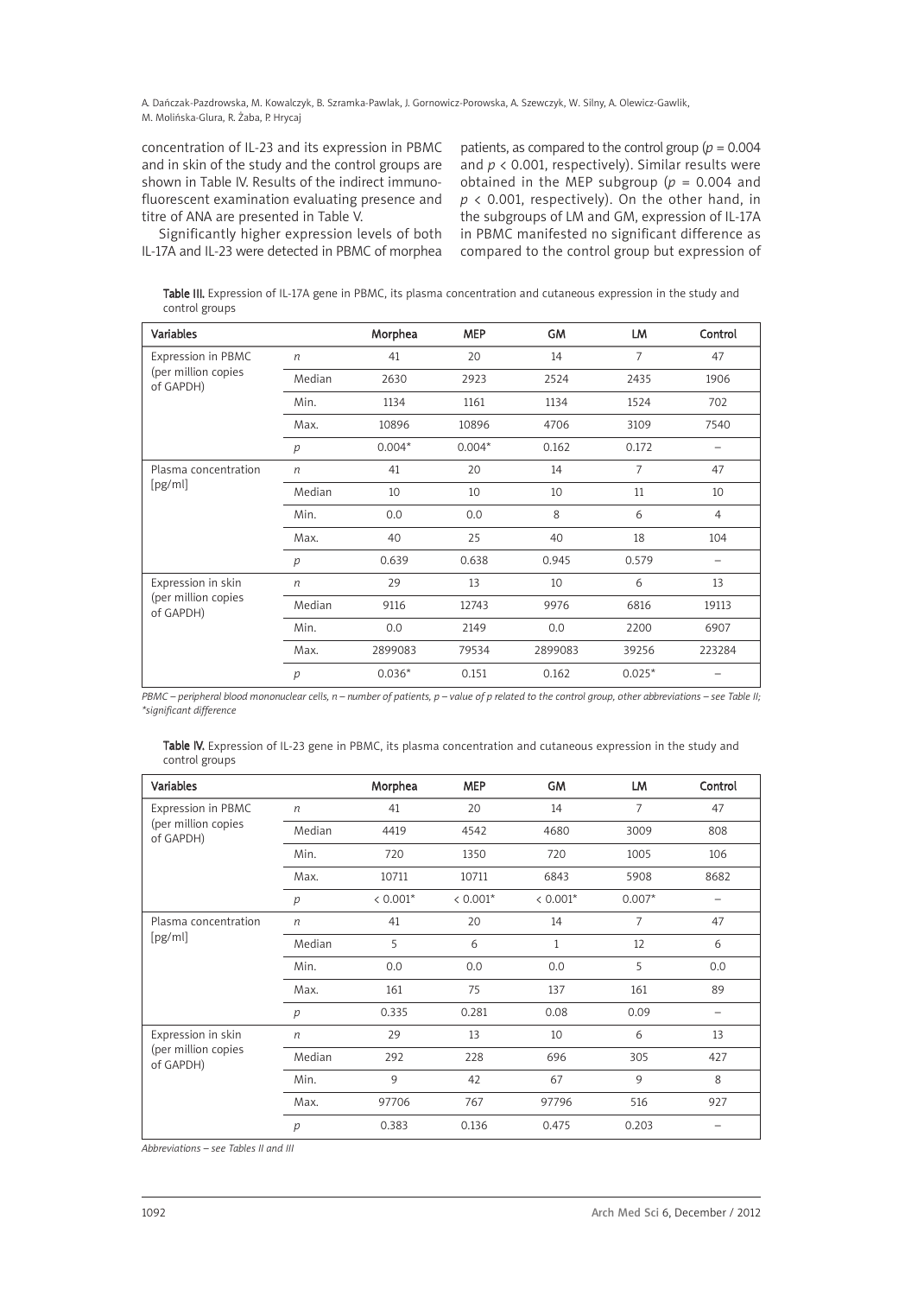concentration of IL-23 and its expression in PBMC and in skin of the study and the control groups are shown in Table IV. Results of the indirect immunofluorescent examination evaluating presence and titre of ANA are presented in Table V.

Significantly higher expression levels of both IL-17A and IL-23 were detected in PBMC of morphea patients, as compared to the control group ($p = 0.004$ and $p < 0.001$, respectively). Similar results were obtained in the MEP subgroup ($p = 0.004$ and $p < 0.001$, respectively). On the other hand, in the subgroups of LM and GM, expression of IL-17A in PBMC manifested no significant difference as compared to the control group but expression of

**Table III.** Expression of IL-17A gene in PBMC, its plasma concentration and cutaneous expression in the study and control groups

| Variables | | Morphea | MEP | GM | LM | Control |
|---|---|---|---|---|---|---|
| Expression in PBMC (per million copies of GAPDH) | *n* | 41 | 20 | 14 | 7 | 47 |
| | Median | 2630 | 2923 | 2524 | 2435 | 1906 |
| | Min. | 1134 | 1161 | 1134 | 1524 | 702 |
| | Max. | 10896 | 10896 | 4706 | 3109 | 7540 |
| | *p* | 0.004* | 0.004* | 0.162 | 0.172 | – |
| Plasma concentration [pg/ml] | *n* | 41 | 20 | 14 | 7 | 47 |
| | Median | 10 | 10 | 10 | 11 | 10 |
| | Min. | 0.0 | 0.0 | 8 | 6 | 4 |
| | Max. | 40 | 25 | 40 | 18 | 104 |
| | *p* | 0.639 | 0.638 | 0.945 | 0.579 | – |
| Expression in skin (per million copies of GAPDH) | *n* | 29 | 13 | 10 | 6 | 13 |
| | Median | 9116 | 12743 | 9976 | 6816 | 19113 |
| | Min. | 0.0 | 2149 | 0.0 | 2200 | 6907 |
| | Max. | 2899083 | 79534 | 2899083 | 39256 | 223284 |
| | *p* | 0.036* | 0.151 | 0.162 | 0.025* | – |

*PBMC – peripheral blood mononuclear cells, n – number of patients, p – value of p related to the control group, other abbreviations – see Table II; \*significant difference*

**Table IV.** Expression of IL-23 gene in PBMC, its plasma concentration and cutaneous expression in the study and control groups

| Variables | | Morphea | MEP | GM | LM | Control |
|---|---|---|---|---|---|---|
| Expression in PBMC (per million copies of GAPDH) | *n* | 41 | 20 | 14 | 7 | 47 |
| | Median | 4419 | 4542 | 4680 | 3009 | 808 |
| | Min. | 720 | 1350 | 720 | 1005 | 106 |
| | Max. | 10711 | 10711 | 6843 | 5908 | 8682 |
| | *p* | < 0.001* | < 0.001* | < 0.001* | 0.007* | – |
| Plasma concentration [pg/ml] | *n* | 41 | 20 | 14 | 7 | 47 |
| | Median | 5 | 6 | 1 | 12 | 6 |
| | Min. | 0.0 | 0.0 | 0.0 | 5 | 0.0 |
| | Max. | 161 | 75 | 137 | 161 | 89 |
| | *p* | 0.335 | 0.281 | 0.08 | 0.09 | – |
| Expression in skin (per million copies of GAPDH) | *n* | 29 | 13 | 10 | 6 | 13 |
| | Median | 292 | 228 | 696 | 305 | 427 |
| | Min. | 9 | 42 | 67 | 9 | 8 |
| | Max. | 97706 | 767 | 97796 | 516 | 927 |
| | *p* | 0.383 | 0.136 | 0.475 | 0.203 | – |

*Abbreviations – see Tables II and III*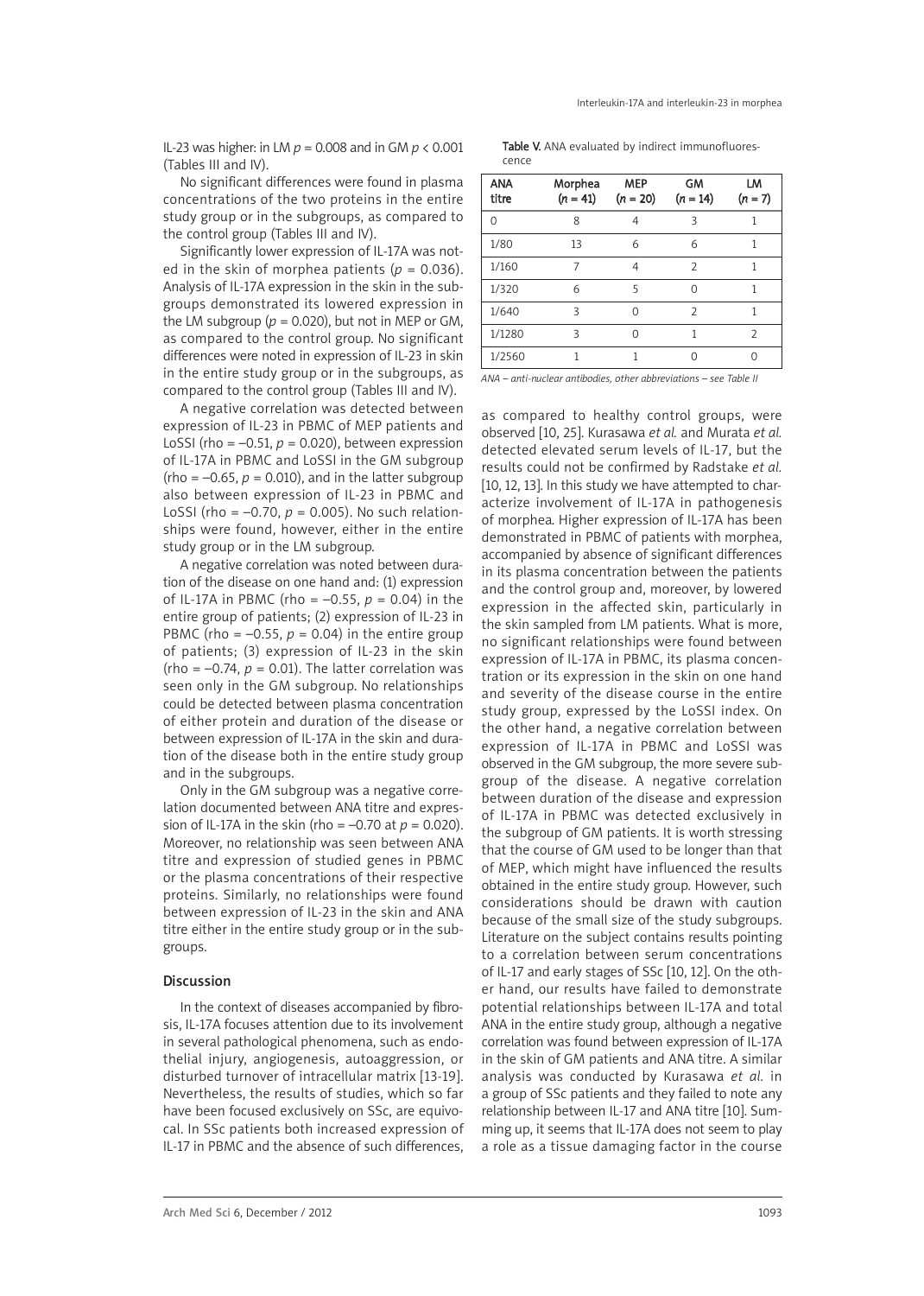IL-23 was higher: in LM $p = 0.008$ and in GM $p < 0.001$ (Tables III and IV).

No significant differences were found in plasma concentrations of the two proteins in the entire study group or in the subgroups, as compared to the control group (Tables III and IV).

Significantly lower expression of IL-17A was noted in the skin of morphea patients ($p = 0.036$). Analysis of IL-17A expression in the skin in the subgroups demonstrated its lowered expression in the LM subgroup ($p = 0.020$), but not in MEP or GM, as compared to the control group. No significant differences were noted in expression of IL-23 in skin in the entire study group or in the subgroups, as compared to the control group (Tables III and IV).

A negative correlation was detected between expression of IL-23 in PBMC of MEP patients and LoSSI (rho = –0.51, $p = 0.020$), between expression of IL-17A in PBMC and LoSSI in the GM subgroup (rho = –0.65, $p = 0.010$), and in the latter subgroup also between expression of IL-23 in PBMC and LoSSI (rho = –0.70, $p = 0.005$). No such relationships were found, however, either in the entire study group or in the LM subgroup.

A negative correlation was noted between duration of the disease on one hand and: (1) expression of IL-17A in PBMC (rho = –0.55, $p = 0.04$) in the entire group of patients; (2) expression of IL-23 in PBMC (rho = –0.55, $p = 0.04$) in the entire group of patients; (3) expression of IL-23 in the skin (rho = –0.74, $p = 0.01$). The latter correlation was seen only in the GM subgroup. No relationships could be detected between plasma concentration of either protein and duration of the disease or between expression of IL-17A in the skin and duration of the disease both in the entire study group and in the subgroups.

Only in the GM subgroup was a negative correlation documented between ANA titre and expression of IL-17A in the skin (rho = –0.70 at $p = 0.020$). Moreover, no relationship was seen between ANA titre and expression of studied genes in PBMC or the plasma concentrations of their respective proteins. Similarly, no relationships were found between expression of IL-23 in the skin and ANA titre either in the entire study group or in the subgroups.

**Table V.** ANA evaluated by indirect immunofluorescence

| ANA titre | Morphea ($n = 41$) | MEP ($n = 20$) | GM ($n = 14$) | LM ($n = 7$) |
|---|---|---|---|---|
| 0 | 8 | 4 | 3 | 1 |
| 1/80 | 13 | 6 | 6 | 1 |
| 1/160 | 7 | 4 | 2 | 1 |
| 1/320 | 6 | 5 | 0 | 1 |
| 1/640 | 3 | 0 | 2 | 1 |
| 1/1280 | 3 | 0 | 1 | 2 |
| 1/2560 | 1 | 1 | 0 | 0 |

*ANA – anti-nuclear antibodies, other abbreviations – see Table II*

## Discussion

In the context of diseases accompanied by fibrosis, IL-17A focuses attention due to its involvement in several pathological phenomena, such as endothelial injury, angiogenesis, autoaggression, or disturbed turnover of intracellular matrix [13-19]. Nevertheless, the results of studies, which so far have been focused exclusively on SSc, are equivocal. In SSc patients both increased expression of IL-17 in PBMC and the absence of such differences, as compared to healthy control groups, were observed [10, 25]. Kurasawa *et al.* and Murata *et al.* detected elevated serum levels of IL-17, but the results could not be confirmed by Radstake *et al.* [10, 12, 13]. In this study we have attempted to characterize involvement of IL-17A in pathogenesis of morphea. Higher expression of IL-17A has been demonstrated in PBMC of patients with morphea, accompanied by absence of significant differences in its plasma concentration between the patients and the control group and, moreover, by lowered expression in the affected skin, particularly in the skin sampled from LM patients. What is more, no significant relationships were found between expression of IL-17A in PBMC, its plasma concentration or its expression in the skin on one hand and severity of the disease course in the entire study group, expressed by the LoSSI index. On the other hand, a negative correlation between expression of IL-17A in PBMC and LoSSI was observed in the GM subgroup, the more severe subgroup of the disease. A negative correlation between duration of the disease and expression of IL-17A in PBMC was detected exclusively in the subgroup of GM patients. It is worth stressing that the course of GM used to be longer than that of MEP, which might have influenced the results obtained in the entire study group. However, such considerations should be drawn with caution because of the small size of the study subgroups. Literature on the subject contains results pointing to a correlation between serum concentrations of IL-17 and early stages of SSc [10, 12]. On the other hand, our results have failed to demonstrate potential relationships between IL-17A and total ANA in the entire study group, although a negative correlation was found between expression of IL-17A in the skin of GM patients and ANA titre. A similar analysis was conducted by Kurasawa *et al.* in a group of SSc patients and they failed to note any relationship between IL-17 and ANA titre [10]. Summing up, it seems that IL-17A does not seem to play a role as a tissue damaging factor in the course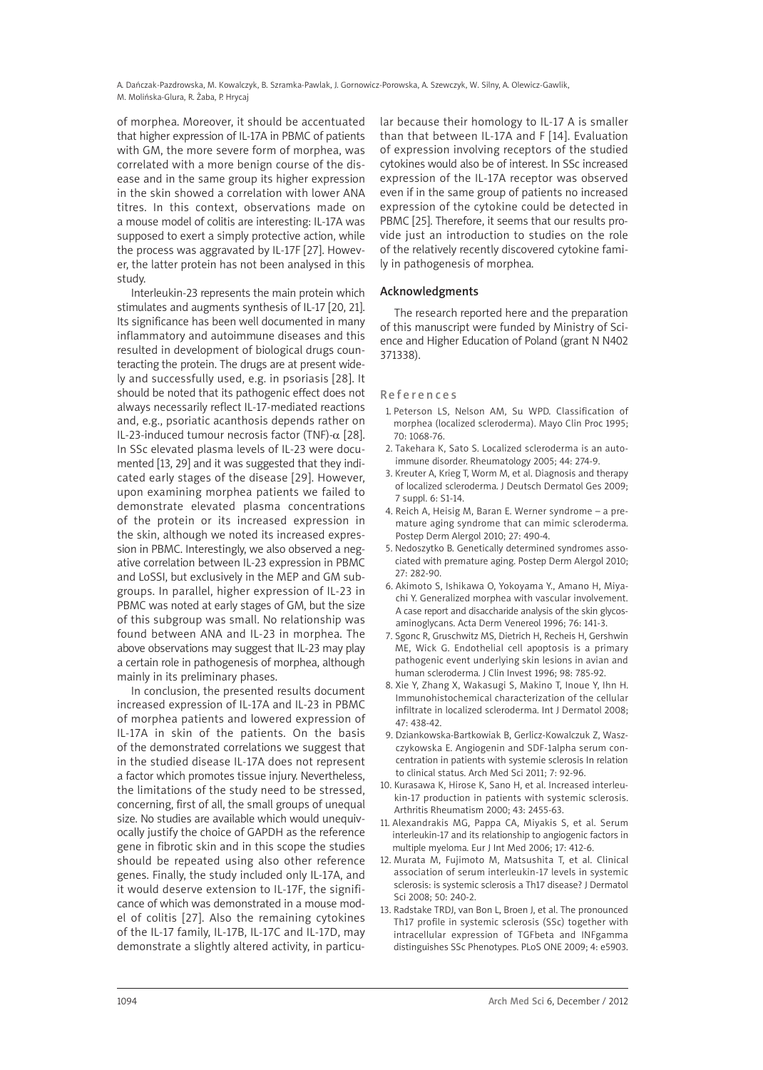of morphea. Moreover, it should be accentuated that higher expression of IL-17A in PBMC of patients with GM, the more severe form of morphea, was correlated with a more benign course of the disease and in the same group its higher expression in the skin showed a correlation with lower ANA titres. In this context, observations made on a mouse model of colitis are interesting: IL-17A was supposed to exert a simply protective action, while the process was aggravated by IL-17F [27]. However, the latter protein has not been analysed in this study.

Interleukin-23 represents the main protein which stimulates and augments synthesis of IL-17 [20, 21]. Its significance has been well documented in many inflammatory and autoimmune diseases and this resulted in development of biological drugs counteracting the protein. The drugs are at present widely and successfully used, e.g. in psoriasis [28]. It should be noted that its pathogenic effect does not always necessarily reflect IL-17-mediated reactions and, e.g., psoriatic acanthosis depends rather on IL-23-induced tumour necrosis factor (TNF)-$\alpha$ [28]. In SSc elevated plasma levels of IL-23 were documented [13, 29] and it was suggested that they indicated early stages of the disease [29]. However, upon examining morphea patients we failed to demonstrate elevated plasma concentrations of the protein or its increased expression in the skin, although we noted its increased expression in PBMC. Interestingly, we also observed a negative correlation between IL-23 expression in PBMC and LoSSI, but exclusively in the MEP and GM subgroups. In parallel, higher expression of IL-23 in PBMC was noted at early stages of GM, but the size of this subgroup was small. No relationship was found between ANA and IL-23 in morphea. The above observations may suggest that IL-23 may play a certain role in pathogenesis of morphea, although mainly in its preliminary phases.

In conclusion, the presented results document increased expression of IL-17A and IL-23 in PBMC of morphea patients and lowered expression of IL-17A in skin of the patients. On the basis of the demonstrated correlations we suggest that in the studied disease IL-17A does not represent a factor which promotes tissue injury. Nevertheless, the limitations of the study need to be stressed, concerning, first of all, the small groups of unequal size. No studies are available which would unequivocally justify the choice of GAPDH as the reference gene in fibrotic skin and in this scope the studies should be repeated using also other reference genes. Finally, the study included only IL-17A, and it would deserve extension to IL-17F, the significance of which was demonstrated in a mouse model of colitis [27]. Also the remaining cytokines of the IL-17 family, IL-17B, IL-17C and IL-17D, may demonstrate a slightly altered activity, in particular because their homology to IL-17 A is smaller than that between IL-17A and F [14]. Evaluation of expression involving receptors of the studied cytokines would also be of interest. In SSc increased expression of the IL-17A receptor was observed even if in the same group of patients no increased expression of the cytokine could be detected in PBMC [25]. Therefore, it seems that our results provide just an introduction to studies on the role of the relatively recently discovered cytokine family in pathogenesis of morphea.

## Acknowledgments

The research reported here and the preparation of this manuscript were funded by Ministry of Science and Higher Education of Poland (grant N N402 371338).

## References

1. Peterson LS, Nelson AM, Su WPD. Classification of morphea (localized scleroderma). Mayo Clin Proc 1995; 70: 1068-76.
2. Takehara K, Sato S. Localized scleroderma is an autoimmune disorder. Rheumatology 2005; 44: 274-9.
3. Kreuter A, Krieg T, Worm M, et al. Diagnosis and therapy of localized scleroderma. J Deutsch Dermatol Ges 2009; 7 suppl. 6: S1-14.
4. Reich A, Heisig M, Baran E. Werner syndrome – a premature aging syndrome that can mimic scleroderma. Postep Derm Alergol 2010; 27: 490-4.
5. Nedoszytko B. Genetically determined syndromes associated with premature aging. Postep Derm Alergol 2010; 27: 282-90.
6. Akimoto S, Ishikawa O, Yokoyama Y., Amano H, Miyachi Y. Generalized morphea with vascular involvement. A case report and disaccharide analysis of the skin glycosaminoglycans. Acta Derm Venereol 1996; 76: 141-3.
7. Sgonc R, Gruschwitz MS, Dietrich H, Recheis H, Gershwin ME, Wick G. Endothelial cell apoptosis is a primary pathogenic event underlying skin lesions in avian and human scleroderma. J Clin Invest 1996; 98: 785-92.
8. Xie Y, Zhang X, Wakasugi S, Makino T, Inoue Y, Ihn H. Immunohistochemical characterization of the cellular infiltrate in localized scleroderma. Int J Dermatol 2008; 47: 438-42.
9. Dziankowska-Bartkowiak B, Gerlicz-Kowalczuk Z, Waszczykowska E. Angiogenin and SDF-1alpha serum concentration in patients with systemic sclerosis In relation to clinical status. Arch Med Sci 2011; 7: 92-96.
10. Kurasawa K, Hirose K, Sano H, et al. Increased interleukin-17 production in patients with systemic sclerosis. Arthritis Rheumatism 2000; 43: 2455-63.
11. Alexandrakis MG, Pappa CA, Miyakis S, et al. Serum interleukin-17 and its relationship to angiogenic factors in multiple myeloma. Eur J Int Med 2006; 17: 412-6.
12. Murata M, Fujimoto M, Matsushita T, et al. Clinical association of serum interleukin-17 levels in systemic sclerosis: is systemic sclerosis a Th17 disease? J Dermatol Sci 2008; 50: 240-2.
13. Radstake TRDJ, van Bon L, Broen J, et al. The pronounced Th17 profile in systemic sclerosis (SSc) together with intracellular expression of TGFbeta and INFgamma distinguishes SSc Phenotypes. PLoS ONE 2009; 4: e5903.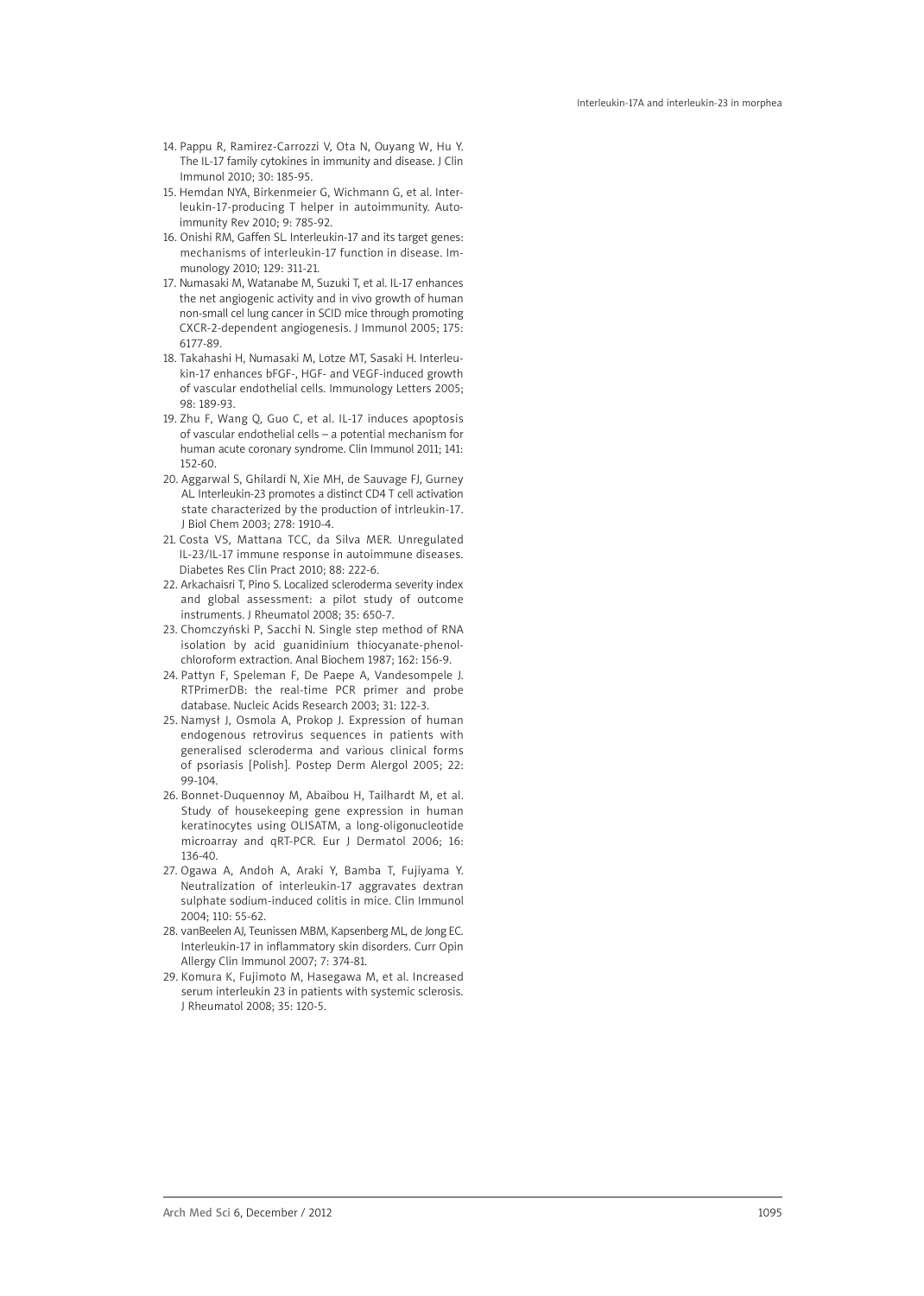14. Pappu R, Ramirez-Carrozzi V, Ota N, Ouyang W, Hu Y. The IL-17 family cytokines in immunity and disease. J Clin Immunol 2010; 30: 185-95.
15. Hemdan NYA, Birkenmeier G, Wichmann G, et al. Interleukin-17-producing T helper in autoimmunity. Autoimmunity Rev 2010; 9: 785-92.
16. Onishi RM, Gaffen SL. Interleukin-17 and its target genes: mechanisms of interleukin-17 function in disease. Immunology 2010; 129: 311-21.
17. Numasaki M, Watanabe M, Suzuki T, et al. IL-17 enhances the net angiogenic activity and in vivo growth of human non-small cel lung cancer in SCID mice through promoting CXCR-2-dependent angiogenesis. J Immunol 2005; 175: 6177-89.
18. Takahashi H, Numasaki M, Lotze MT, Sasaki H. Interleukin-17 enhances bFGF-, HGF- and VEGF-induced growth of vascular endothelial cells. Immunology Letters 2005; 98: 189-93.
19. Zhu F, Wang Q, Guo C, et al. IL-17 induces apoptosis of vascular endothelial cells – a potential mechanism for human acute coronary syndrome. Clin Immunol 2011; 141: 152-60.
20. Aggarwal S, Ghilardi N, Xie MH, de Sauvage FJ, Gurney AL. Interleukin-23 promotes a distinct CD4 T cell activation state characterized by the production of intrleukin-17. J Biol Chem 2003; 278: 1910-4.
21. Costa VS, Mattana TCC, da Silva MER. Unregulated IL-23/IL-17 immune response in autoimmune diseases. Diabetes Res Clin Pract 2010; 88: 222-6.
22. Arkachaisri T, Pino S. Localized scleroderma severity index and global assessment: a pilot study of outcome instruments. J Rheumatol 2008; 35: 650-7.
23. Chomczyński P, Sacchi N. Single step method of RNA isolation by acid guanidinium thiocyanate-phenol-chloroform extraction. Anal Biochem 1987; 162: 156-9.
24. Pattyn F, Speleman F, De Paepe A, Vandesompele J. RTPrimerDB: the real-time PCR primer and probe database. Nucleic Acids Research 2003; 31: 122-3.
25. Namysł J, Osmola A, Prokop J. Expression of human endogenous retrovirus sequences in patients with generalised scleroderma and various clinical forms of psoriasis [Polish]. Postep Derm Alergol 2005; 22: 99-104.
26. Bonnet-Duquennoy M, Abaibou H, Tailhardt M, et al. Study of housekeeping gene expression in human keratinocytes using OLISATM, a long-oligonucleotide microarray and qRT-PCR. Eur J Dermatol 2006; 16: 136-40.
27. Ogawa A, Andoh A, Araki Y, Bamba T, Fujiyama Y. Neutralization of interleukin-17 aggravates dextran sulphate sodium-induced colitis in mice. Clin Immunol 2004; 110: 55-62.
28. vanBeelen AJ, Teunissen MBM, Kapsenberg ML, de Jong EC. Interleukin-17 in inflammatory skin disorders. Curr Opin Allergy Clin Immunol 2007; 7: 374-81.
29. Komura K, Fujimoto M, Hasegawa M, et al. Increased serum interleukin 23 in patients with systemic sclerosis. J Rheumatol 2008; 35: 120-5.